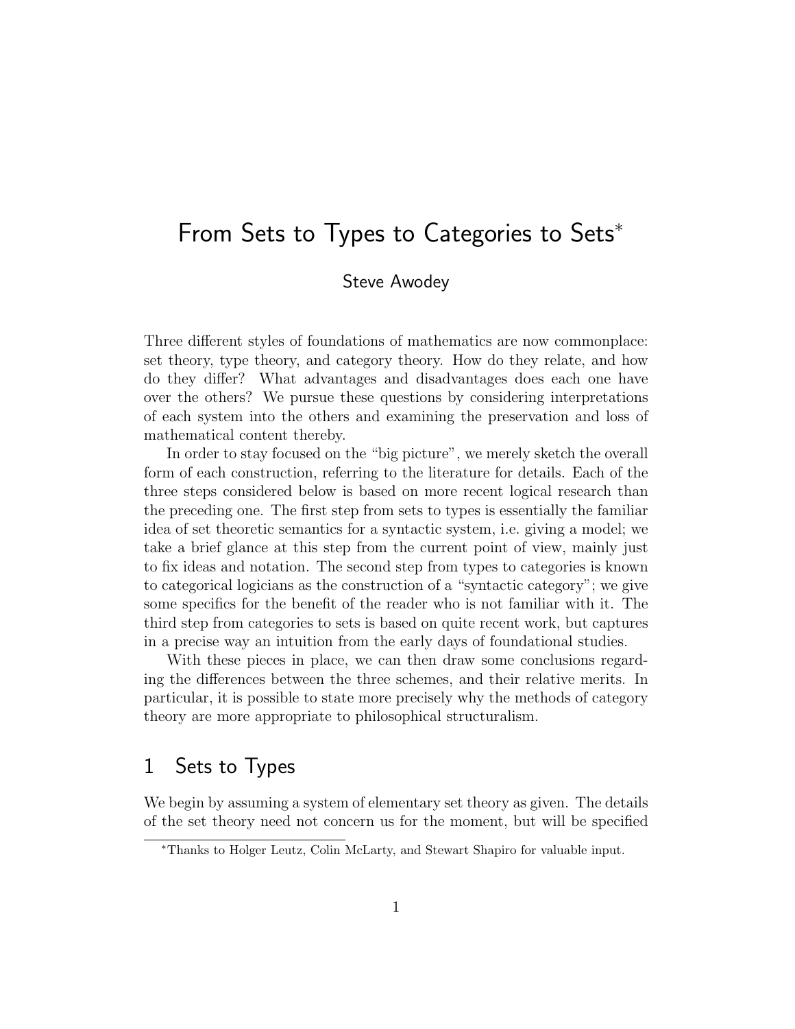# From Sets to Types to Categories to Sets*

Steve Awodey

Three different styles of foundations of mathematics are now commonplace: set theory, type theory, and category theory. How do they relate, and how do they differ? What advantages and disadvantages does each one have over the others? We pursue these questions by considering interpretations of each system into the others and examining the preservation and loss of mathematical content thereby.

In order to stay focused on the "big picture", we merely sketch the overall form of each construction, referring to the literature for details. Each of the three steps considered below is based on more recent logical research than the preceding one. The first step from sets to types is essentially the familiar idea of set theoretic semantics for a syntactic system, i.e. giving a model; we take a brief glance at this step from the current point of view, mainly just to fix ideas and notation. The second step from types to categories is known to categorical logicians as the construction of a "syntactic category"; we give some specifics for the benefit of the reader who is not familiar with it. The third step from categories to sets is based on quite recent work, but captures in a precise way an intuition from the early days of foundational studies.

With these pieces in place, we can then draw some conclusions regarding the differences between the three schemes, and their relative merits. In particular, it is possible to state more precisely why the methods of category theory are more appropriate to philosophical structuralism.

## 1 Sets to Types

We begin by assuming a system of elementary set theory as given. The details of the set theory need not concern us for the moment, but will be specified

---

*Thanks to Holger Leutz, Colin McLarty, and Stewart Shapiro for valuable input.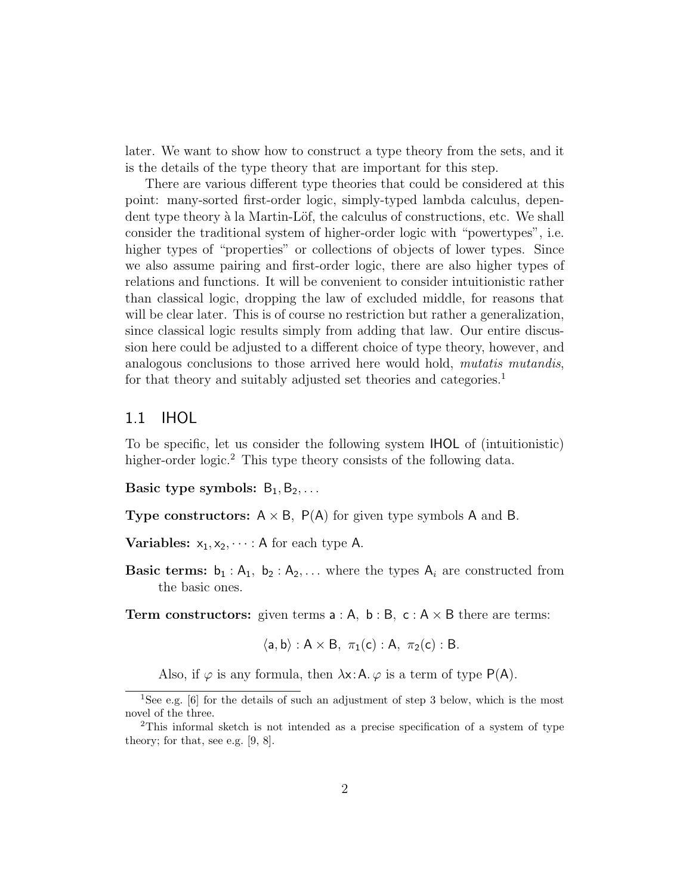later. We want to show how to construct a type theory from the sets, and it is the details of the type theory that are important for this step.

There are various different type theories that could be considered at this point: many-sorted first-order logic, simply-typed lambda calculus, dependent type theory à la Martin-Löf, the calculus of constructions, etc. We shall consider the traditional system of higher-order logic with "powertypes", i.e. higher types of "properties" or collections of objects of lower types. Since we also assume pairing and first-order logic, there are also higher types of relations and functions. It will be convenient to consider intuitionistic rather than classical logic, dropping the law of excluded middle, for reasons that will be clear later. This is of course no restriction but rather a generalization, since classical logic results simply from adding that law. Our entire discussion here could be adjusted to a different choice of type theory, however, and analogous conclusions to those arrived here would hold, *mutatis mutandis*, for that theory and suitably adjusted set theories and categories.[1]

## 1.1 IHOL

To be specific, let us consider the following system IHOL of (intuitionistic) higher-order logic.[2] This type theory consists of the following data.

**Basic type symbols:** $\mathsf{B}_1, \mathsf{B}_2, \dots$

**Type constructors:** $\mathsf{A} \times \mathsf{B}$, $\mathsf{P}(\mathsf{A})$ for given type symbols $\mathsf{A}$ and $\mathsf{B}$.

**Variables:** $\mathsf{x}_1, \mathsf{x}_2, \dots : \mathsf{A}$ for each type $\mathsf{A}$.

**Basic terms:** $\mathsf{b}_1 : \mathsf{A}_1$, $\mathsf{b}_2 : \mathsf{A}_2, \dots$ where the types $\mathsf{A}_i$ are constructed from the basic ones.

**Term constructors:** given terms $\mathsf{a} : \mathsf{A}$, $\mathsf{b} : \mathsf{B}$, $\mathsf{c} : \mathsf{A} \times \mathsf{B}$ there are terms:

$$\langle \mathsf{a}, \mathsf{b} \rangle : \mathsf{A} \times \mathsf{B}, \ \pi_1(\mathsf{c}) : \mathsf{A}, \ \pi_2(\mathsf{c}) : \mathsf{B}.$$

Also, if $\varphi$ is any formula, then $\lambda \mathsf{x}{:}\mathsf{A}.\, \varphi$ is a term of type $\mathsf{P}(\mathsf{A})$.

---

[1] See e.g. [6] for the details of such an adjustment of step 3 below, which is the most novel of the three.

[2] This informal sketch is not intended as a precise specification of a system of type theory; for that, see e.g. [9, 8].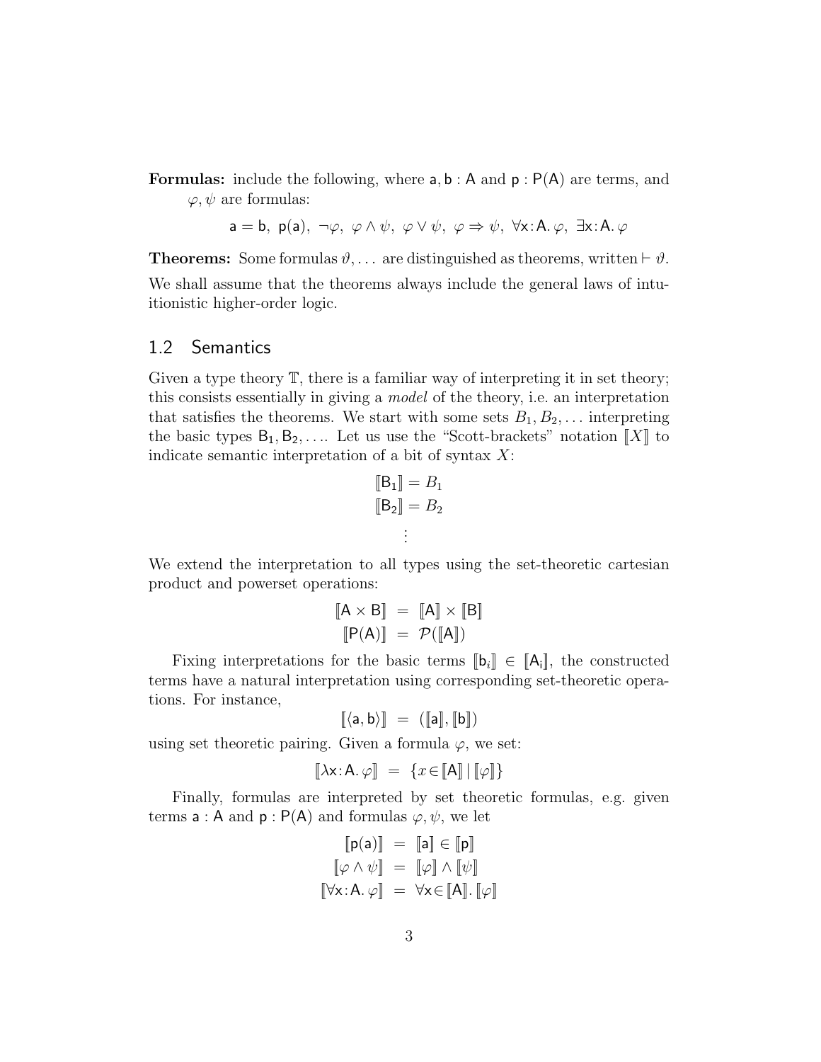**Formulas:** include the following, where $\mathsf{a}, \mathsf{b} : \mathsf{A}$ and $\mathsf{p} : \mathsf{P}(\mathsf{A})$ are terms, and $\varphi, \psi$ are formulas:

$$\mathsf{a} = \mathsf{b},\ \mathsf{p}(\mathsf{a}),\ \neg\varphi,\ \varphi \wedge \psi,\ \varphi \vee \psi,\ \varphi \Rightarrow \psi,\ \forall \mathsf{x} : \mathsf{A}.\, \varphi,\ \exists \mathsf{x} : \mathsf{A}.\, \varphi$$

**Theorems:** Some formulas $\vartheta, \dots$ are distinguished as theorems, written $\vdash \vartheta$.

We shall assume that the theorems always include the general laws of intuitionistic higher-order logic.

## 1.2 Semantics

Given a type theory $\mathbb{T}$, there is a familiar way of interpreting it in set theory; this consists essentially in giving a *model* of the theory, i.e. an interpretation that satisfies the theorems. We start with some sets $B_1, B_2, \dots$ interpreting the basic types $\mathsf{B}_1, \mathsf{B}_2, \dots$. Let us use the "Scott-brackets" notation $[\![X]\!]$ to indicate semantic interpretation of a bit of syntax $X$:

$$[\![\mathsf{B}_1]\!] = B_1$$
$$[\![\mathsf{B}_2]\!] = B_2$$
$$\vdots$$

We extend the interpretation to all types using the set-theoretic cartesian product and powerset operations:

$$[\![\mathsf{A} \times \mathsf{B}]\!] \;=\; [\![\mathsf{A}]\!] \times [\![\mathsf{B}]\!]$$
$$[\![\mathsf{P}(\mathsf{A})]\!] \;=\; \mathcal{P}([\![\mathsf{A}]\!])$$

Fixing interpretations for the basic terms $[\![\mathsf{b}_i]\!] \in [\![\mathsf{A_i}]\!]$, the constructed terms have a natural interpretation using corresponding set-theoretic operations. For instance,

$$[\![\langle \mathsf{a}, \mathsf{b} \rangle]\!] \;=\; ([\![\mathsf{a}]\!], [\![\mathsf{b}]\!])$$

using set theoretic pairing. Given a formula $\varphi$, we set:

$$[\![\lambda \mathsf{x} : \mathsf{A}.\, \varphi]\!] \;=\; \{x \in [\![\mathsf{A}]\!] \mid [\![\varphi]\!]\}$$

Finally, formulas are interpreted by set theoretic formulas, e.g. given terms $\mathsf{a} : \mathsf{A}$ and $\mathsf{p} : \mathsf{P}(\mathsf{A})$ and formulas $\varphi, \psi$, we let

$$[\![\mathsf{p}(\mathsf{a})]\!] \;=\; [\![\mathsf{a}]\!] \in [\![\mathsf{p}]\!]$$
$$[\![\varphi \wedge \psi]\!] \;=\; [\![\varphi]\!] \wedge [\![\psi]\!]$$
$$[\![\forall \mathsf{x} : \mathsf{A}.\, \varphi]\!] \;=\; \forall \mathsf{x} \in [\![\mathsf{A}]\!].\, [\![\varphi]\!]$$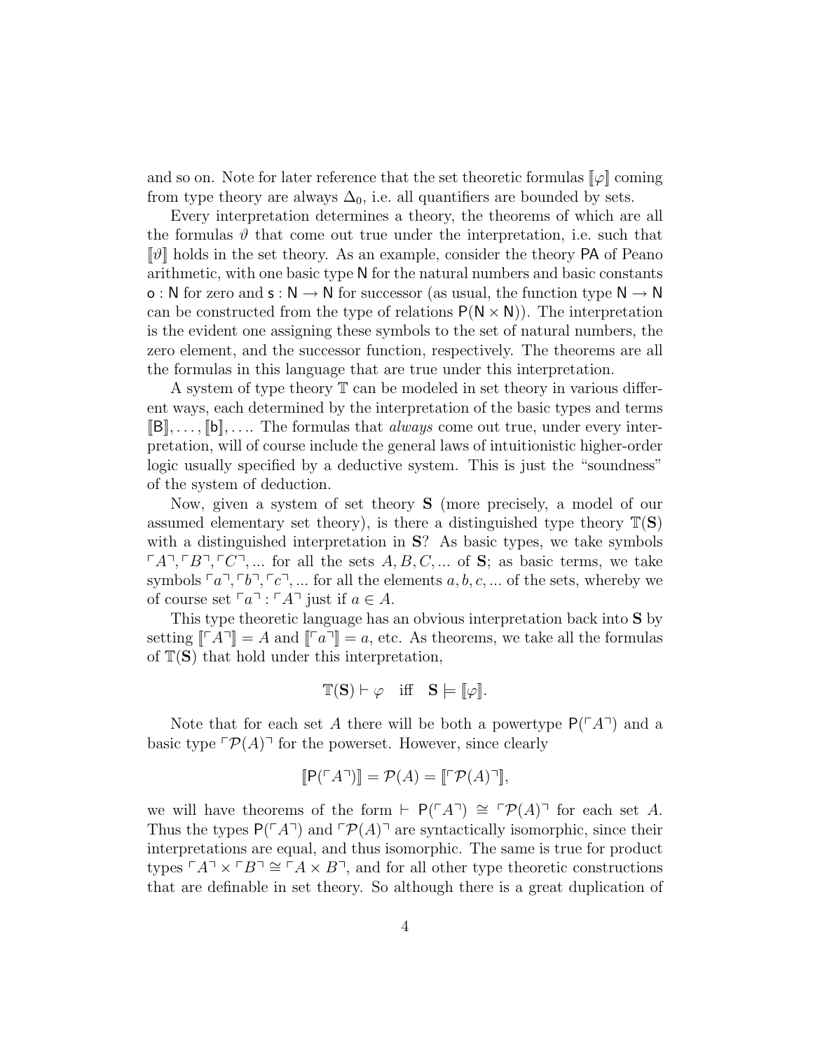and so on. Note for later reference that the set theoretic formulas $[\![\varphi]\!]$ coming from type theory are always $\Delta_0$, i.e. all quantifiers are bounded by sets.

Every interpretation determines a theory, the theorems of which are all the formulas $\vartheta$ that come out true under the interpretation, i.e. such that $[\![\vartheta]\!]$ holds in the set theory. As an example, consider the theory $\mathsf{PA}$ of Peano arithmetic, with one basic type $\mathsf{N}$ for the natural numbers and basic constants $\mathsf{o} : \mathsf{N}$ for zero and $\mathsf{s} : \mathsf{N} \to \mathsf{N}$ for successor (as usual, the function type $\mathsf{N} \to \mathsf{N}$ can be constructed from the type of relations $\mathsf{P}(\mathsf{N} \times \mathsf{N})$). The interpretation is the evident one assigning these symbols to the set of natural numbers, the zero element, and the successor function, respectively. The theorems are all the formulas in this language that are true under this interpretation.

A system of type theory $\mathbb{T}$ can be modeled in set theory in various different ways, each determined by the interpretation of the basic types and terms $[\![\mathsf{B}]\!], \ldots, [\![\mathsf{b}]\!], \ldots$. The formulas that *always* come out true, under every interpretation, will of course include the general laws of intuitionistic higher-order logic usually specified by a deductive system. This is just the "soundness" of the system of deduction.

Now, given a system of set theory $\mathbf{S}$ (more precisely, a model of our assumed elementary set theory), is there a distinguished type theory $\mathbb{T}(\mathbf{S})$ with a distinguished interpretation in $\mathbf{S}$? As basic types, we take symbols $\ulcorner A \urcorner, \ulcorner B \urcorner, \ulcorner C \urcorner, \ldots$ for all the sets $A, B, C, \ldots$ of $\mathbf{S}$; as basic terms, we take symbols $\ulcorner a \urcorner, \ulcorner b \urcorner, \ulcorner c \urcorner, \ldots$ for all the elements $a, b, c, \ldots$ of the sets, whereby we of course set $\ulcorner a \urcorner : \ulcorner A \urcorner$ just if $a \in A$.

This type theoretic language has an obvious interpretation back into $\mathbf{S}$ by setting $[\![\ulcorner A \urcorner]\!] = A$ and $[\![\ulcorner a \urcorner]\!] = a$, etc. As theorems, we take all the formulas of $\mathbb{T}(\mathbf{S})$ that hold under this interpretation,

$$\mathbb{T}(\mathbf{S}) \vdash \varphi \quad \text{iff} \quad \mathbf{S} \models [\![\varphi]\!].$$

Note that for each set $A$ there will be both a powertype $\mathsf{P}(\ulcorner A \urcorner)$ and a basic type $\ulcorner \mathcal{P}(A) \urcorner$ for the powerset. However, since clearly

$$[\![\mathsf{P}(\ulcorner A \urcorner)]\!] = \mathcal{P}(A) = [\![\ulcorner \mathcal{P}(A) \urcorner]\!],$$

we will have theorems of the form $\vdash \mathsf{P}(\ulcorner A \urcorner) \cong \ulcorner \mathcal{P}(A) \urcorner$ for each set $A$. Thus the types $\mathsf{P}(\ulcorner A \urcorner)$ and $\ulcorner \mathcal{P}(A) \urcorner$ are syntactically isomorphic, since their interpretations are equal, and thus isomorphic. The same is true for product types $\ulcorner A \urcorner \times \ulcorner B \urcorner \cong \ulcorner A \times B \urcorner$, and for all other type theoretic constructions that are definable in set theory. So although there is a great duplication of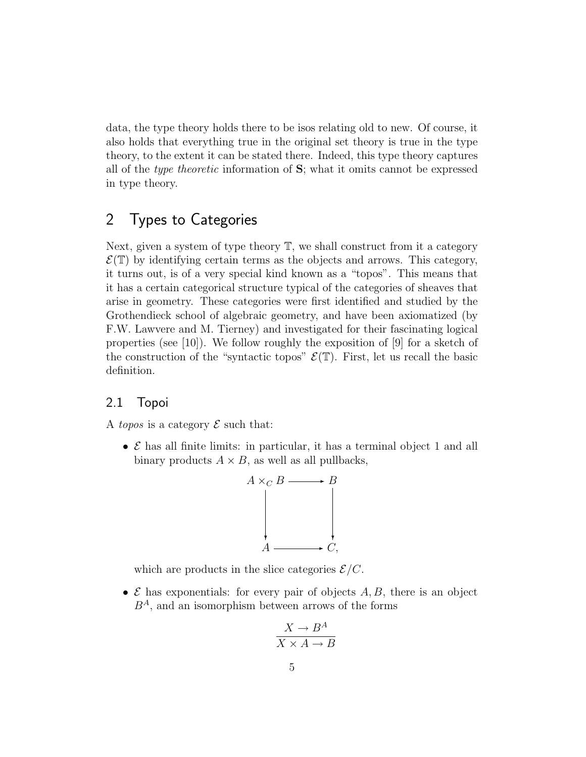data, the type theory holds there to be isos relating old to new. Of course, it also holds that everything true in the original set theory is true in the type theory, to the extent it can be stated there. Indeed, this type theory captures all of the *type theoretic* information of $\mathbf{S}$; what it omits cannot be expressed in type theory.

## 2 Types to Categories

Next, given a system of type theory $\mathbb{T}$, we shall construct from it a category $\mathcal{E}(\mathbb{T})$ by identifying certain terms as the objects and arrows. This category, it turns out, is of a very special kind known as a "topos". This means that it has a certain categorical structure typical of the categories of sheaves that arise in geometry. These categories were first identified and studied by the Grothendieck school of algebraic geometry, and have been axiomatized (by F.W. Lawvere and M. Tierney) and investigated for their fascinating logical properties (see [10]). We follow roughly the exposition of [9] for a sketch of the construction of the "syntactic topos" $\mathcal{E}(\mathbb{T})$. First, let us recall the basic definition.

### 2.1 Topoi

A *topos* is a category $\mathcal{E}$ such that:

- $\mathcal{E}$ has all finite limits: in particular, it has a terminal object 1 and all binary products $A \times B$, as well as all pullbacks,

$$\begin{array}{ccc} A \times_C B & \longrightarrow & B \\ \downarrow & & \downarrow \\ A & \longrightarrow & C, \end{array}$$

  which are products in the slice categories $\mathcal{E}/C$.

- $\mathcal{E}$ has exponentials: for every pair of objects $A, B$, there is an object $B^A$, and an isomorphism between arrows of the forms

$$\frac{X \to B^A}{X \times A \to B}$$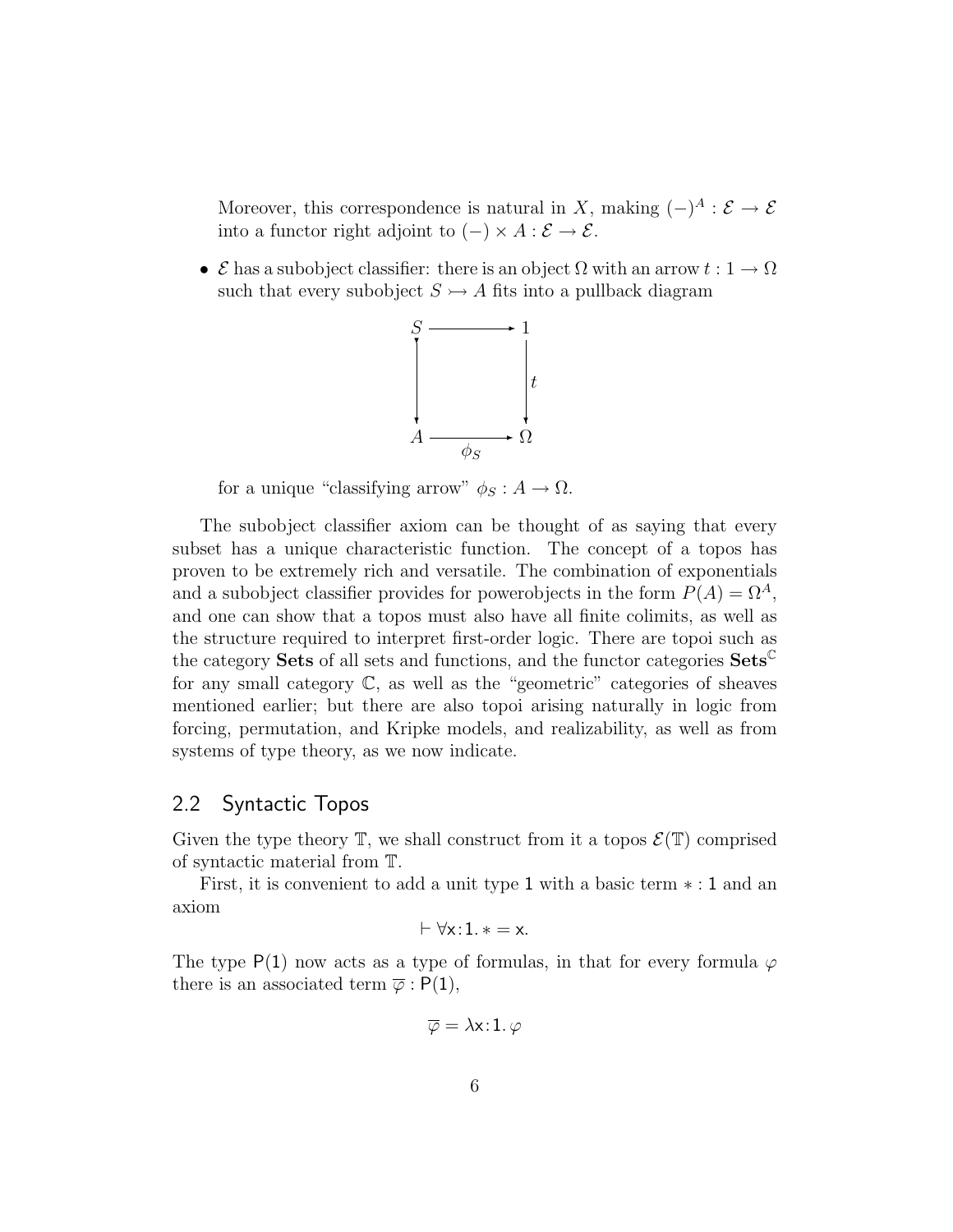Moreover, this correspondence is natural in $X$, making $(-)^A : \mathcal{E} \to \mathcal{E}$ into a functor right adjoint to $(-) \times A : \mathcal{E} \to \mathcal{E}$.

- $\mathcal{E}$ has a subobject classifier: there is an object $\Omega$ with an arrow $t : 1 \to \Omega$ such that every subobject $S \rightarrowtail A$ fits into a pullback diagram

$$\begin{array}{ccc} S & \longrightarrow & 1 \\ \downarrow & & \downarrow t \\ A & \xrightarrow[\phi_S]{} & \Omega \end{array}$$

  for a unique "classifying arrow" $\phi_S : A \to \Omega$.

The subobject classifier axiom can be thought of as saying that every subset has a unique characteristic function. The concept of a topos has proven to be extremely rich and versatile. The combination of exponentials and a subobject classifier provides for powerobjects in the form $P(A) = \Omega^A$, and one can show that a topos must also have all finite colimits, as well as the structure required to interpret first-order logic. There are topoi such as the category **Sets** of all sets and functions, and the functor categories $\mathbf{Sets}^{\mathbb{C}}$ for any small category $\mathbb{C}$, as well as the "geometric" categories of sheaves mentioned earlier; but there are also topoi arising naturally in logic from forcing, permutation, and Kripke models, and realizability, as well as from systems of type theory, as we now indicate.

## 2.2 Syntactic Topos

Given the type theory $\mathbb{T}$, we shall construct from it a topos $\mathcal{E}(\mathbb{T})$ comprised of syntactic material from $\mathbb{T}$.

First, it is convenient to add a unit type $\mathsf{1}$ with a basic term $* : \mathsf{1}$ and an axiom

$$\vdash \forall \mathsf{x} \!:\! \mathsf{1}.\, * = \mathsf{x}.$$

The type $\mathsf{P}(\mathsf{1})$ now acts as a type of formulas, in that for every formula $\varphi$ there is an associated term $\overline{\varphi} : \mathsf{P}(\mathsf{1})$,

$$\overline{\varphi} = \lambda \mathsf{x} \!:\! \mathsf{1}.\, \varphi$$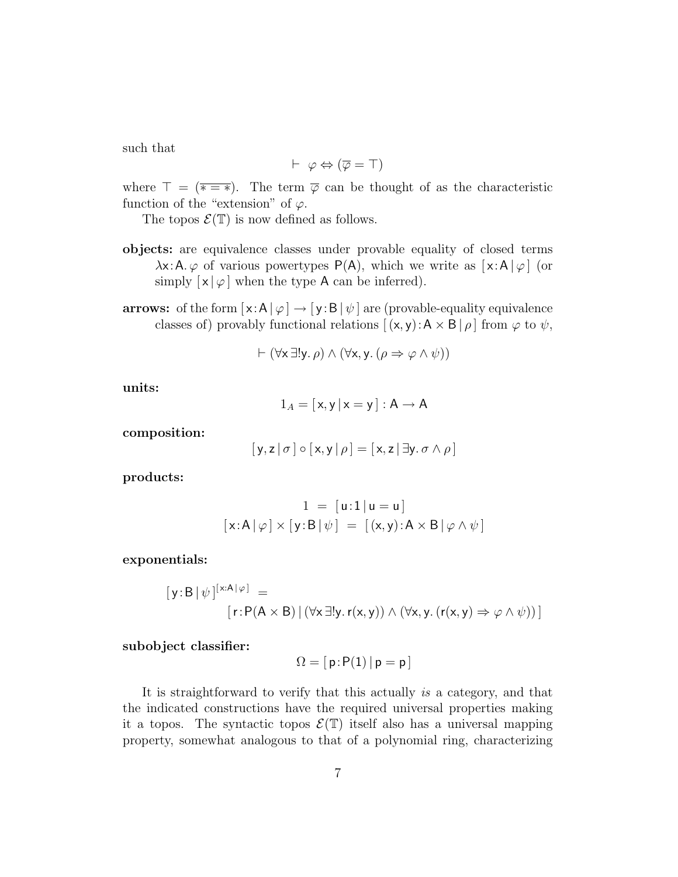such that

$$\vdash \ \varphi \Leftrightarrow (\overline{\varphi} = \top)$$

where $\top = (\overline{* = *})$. The term $\overline{\varphi}$ can be thought of as the characteristic function of the "extension" of $\varphi$.

The topos $\mathcal{E}(\mathbb{T})$ is now defined as follows.

**objects:** are equivalence classes under provable equality of closed terms $\lambda \mathsf{x}{:}\mathsf{A}.\,\varphi$ of various powertypes $\mathsf{P}(\mathsf{A})$, which we write as $[\,\mathsf{x}{:}\mathsf{A}\,|\,\varphi\,]$ (or simply $[\,\mathsf{x}\,|\,\varphi\,]$ when the type $\mathsf{A}$ can be inferred).

**arrows:** of the form $[\,\mathsf{x}{:}\mathsf{A}\,|\,\varphi\,] \to [\,\mathsf{y}{:}\mathsf{B}\,|\,\psi\,]$ are (provable-equality equivalence classes of) provably functional relations $[\,(\mathsf{x},\mathsf{y}){:}\mathsf{A}\times\mathsf{B}\,|\,\rho\,]$ from $\varphi$ to $\psi$,

$$\vdash (\forall \mathsf{x}\,\exists! \mathsf{y}.\,\rho) \wedge (\forall \mathsf{x},\mathsf{y}.\,(\rho \Rightarrow \varphi \wedge \psi))$$

**units:**

$$1_A = [\,\mathsf{x},\mathsf{y}\,|\,\mathsf{x} = \mathsf{y}\,] : \mathsf{A} \to \mathsf{A}$$

**composition:**

$$[\,\mathsf{y},\mathsf{z}\,|\,\sigma\,] \circ [\,\mathsf{x},\mathsf{y}\,|\,\rho\,] = [\,\mathsf{x},\mathsf{z}\,|\,\exists \mathsf{y}.\,\sigma \wedge \rho\,]$$

**products:**

$$1 \ = \ [\,\mathsf{u}{:}\mathsf{1}\,|\,\mathsf{u} = \mathsf{u}\,]$$
$$[\,\mathsf{x}{:}\mathsf{A}\,|\,\varphi\,] \times [\,\mathsf{y}{:}\mathsf{B}\,|\,\psi\,] \ = \ [\,(\mathsf{x},\mathsf{y}){:}\mathsf{A}\times\mathsf{B}\,|\,\varphi \wedge \psi\,]$$

**exponentials:**

$$[\,\mathsf{y}{:}\mathsf{B}\,|\,\psi\,]^{[\,\mathsf{x}:\mathsf{A}\,|\,\varphi\,]} \ = \ [\,\mathsf{r}{:}\mathsf{P}(\mathsf{A}\times\mathsf{B})\,|\,(\forall \mathsf{x}\,\exists! \mathsf{y}.\,\mathsf{r}(\mathsf{x},\mathsf{y})) \wedge (\forall \mathsf{x},\mathsf{y}.\,(\mathsf{r}(\mathsf{x},\mathsf{y}) \Rightarrow \varphi \wedge \psi))\,]$$

**subobject classifier:**

$$\Omega = [\,\mathsf{p}{:}\mathsf{P}(\mathsf{1})\,|\,\mathsf{p} = \mathsf{p}\,]$$

It is straightforward to verify that this actually *is* a category, and that the indicated constructions have the required universal properties making it a topos. The syntactic topos $\mathcal{E}(\mathbb{T})$ itself also has a universal mapping property, somewhat analogous to that of a polynomial ring, characterizing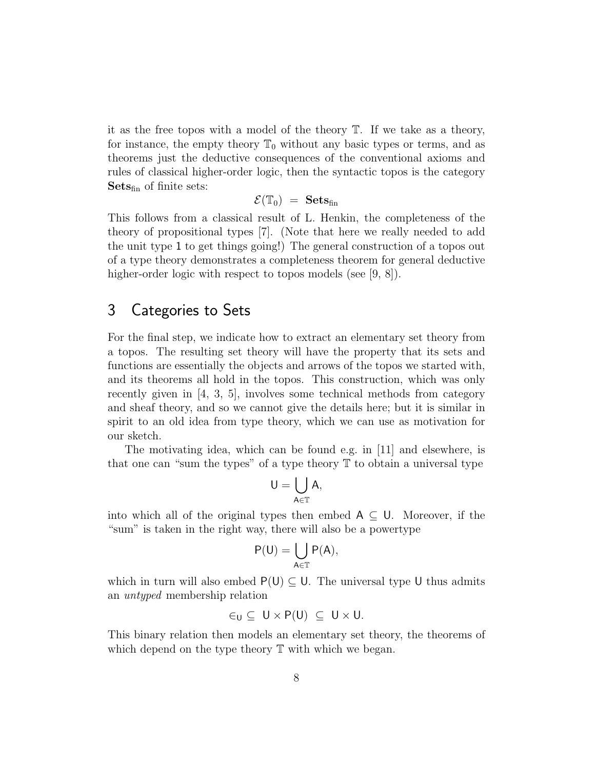it as the free topos with a model of the theory $\mathbb{T}$. If we take as a theory, for instance, the empty theory $\mathbb{T}_0$ without any basic types or terms, and as theorems just the deductive consequences of the conventional axioms and rules of classical higher-order logic, then the syntactic topos is the category $\mathbf{Sets}_{\mathrm{fin}}$ of finite sets:

$$\mathcal{E}(\mathbb{T}_0) \;=\; \mathbf{Sets}_{\mathrm{fin}}$$

This follows from a classical result of L. Henkin, the completeness of the theory of propositional types [7]. (Note that here we really needed to add the unit type $1$ to get things going!) The general construction of a topos out of a type theory demonstrates a completeness theorem for general deductive higher-order logic with respect to topos models (see [9, 8]).

## 3 Categories to Sets

For the final step, we indicate how to extract an elementary set theory from a topos. The resulting set theory will have the property that its sets and functions are essentially the objects and arrows of the topos we started with, and its theorems all hold in the topos. This construction, which was only recently given in [4, 3, 5], involves some technical methods from category and sheaf theory, and so we cannot give the details here; but it is similar in spirit to an old idea from type theory, which we can use as motivation for our sketch.

The motivating idea, which can be found e.g. in [11] and elsewhere, is that one can "sum the types" of a type theory $\mathbb{T}$ to obtain a universal type

$$\mathsf{U} = \bigcup_{\mathsf{A} \in \mathbb{T}} \mathsf{A},$$

into which all of the original types then embed $\mathsf{A} \subseteq \mathsf{U}$. Moreover, if the "sum" is taken in the right way, there will also be a powertype

$$\mathsf{P}(\mathsf{U}) = \bigcup_{\mathsf{A} \in \mathbb{T}} \mathsf{P}(\mathsf{A}),$$

which in turn will also embed $\mathsf{P}(\mathsf{U}) \subseteq \mathsf{U}$. The universal type $\mathsf{U}$ thus admits an *untyped* membership relation

$$\in_{\mathsf{U}} \subseteq \; \mathsf{U} \times \mathsf{P}(\mathsf{U}) \;\subseteq\; \mathsf{U} \times \mathsf{U}.$$

This binary relation then models an elementary set theory, the theorems of which depend on the type theory $\mathbb{T}$ with which we began.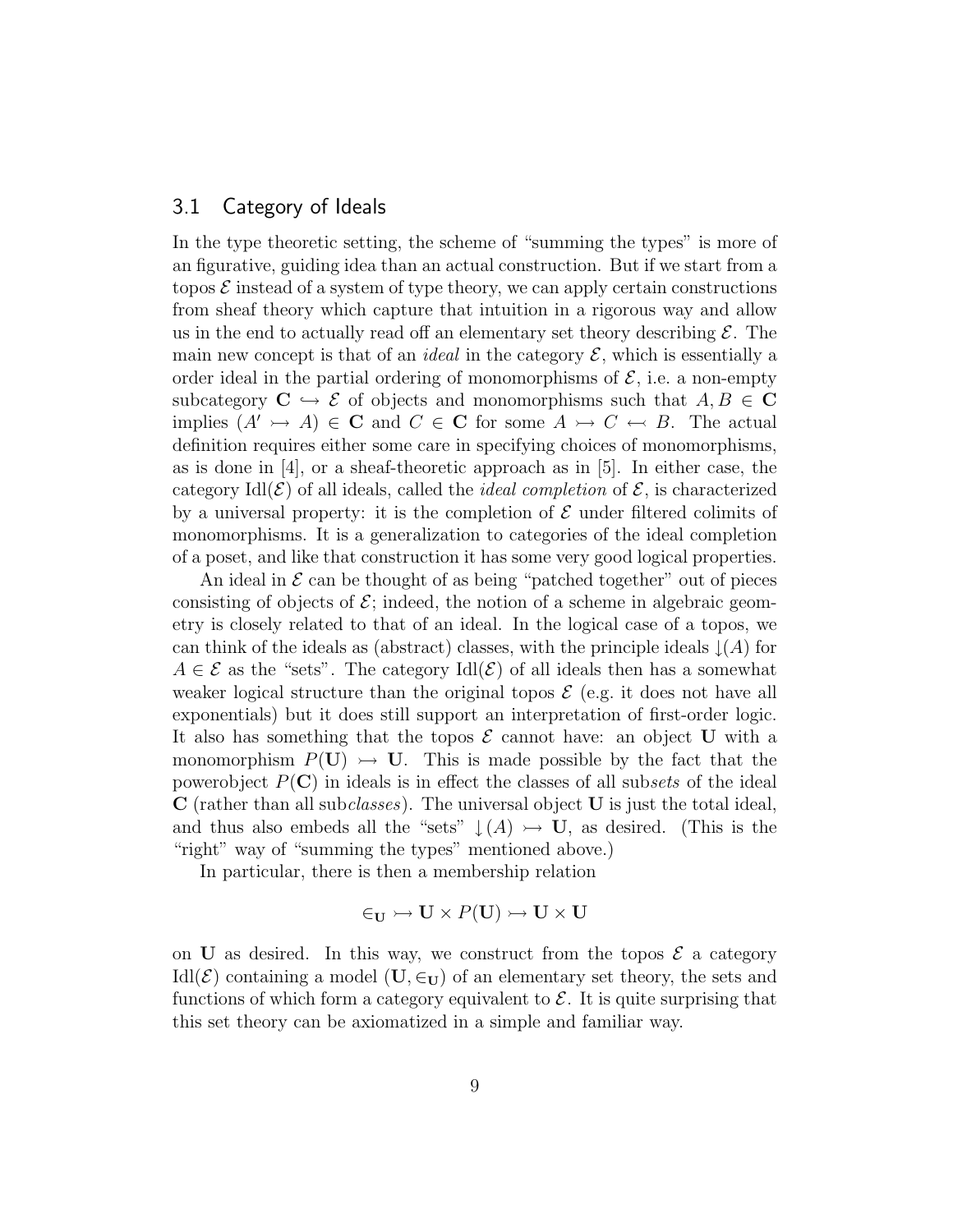## 3.1 Category of Ideals

In the type theoretic setting, the scheme of "summing the types" is more of an figurative, guiding idea than an actual construction. But if we start from a topos $\mathcal{E}$ instead of a system of type theory, we can apply certain constructions from sheaf theory which capture that intuition in a rigorous way and allow us in the end to actually read off an elementary set theory describing $\mathcal{E}$. The main new concept is that of an *ideal* in the category $\mathcal{E}$, which is essentially a order ideal in the partial ordering of monomorphisms of $\mathcal{E}$, i.e. a non-empty subcategory $\mathbf{C} \hookrightarrow \mathcal{E}$ of objects and monomorphisms such that $A, B \in \mathbf{C}$ implies $(A' \rightarrowtail A) \in \mathbf{C}$ and $C \in \mathbf{C}$ for some $A \rightarrowtail C \leftarrowtail B$. The actual definition requires either some care in specifying choices of monomorphisms, as is done in [4], or a sheaf-theoretic approach as in [5]. In either case, the category $\mathrm{Idl}(\mathcal{E})$ of all ideals, called the *ideal completion* of $\mathcal{E}$, is characterized by a universal property: it is the completion of $\mathcal{E}$ under filtered colimits of monomorphisms. It is a generalization to categories of the ideal completion of a poset, and like that construction it has some very good logical properties.

An ideal in $\mathcal{E}$ can be thought of as being "patched together" out of pieces consisting of objects of $\mathcal{E}$; indeed, the notion of a scheme in algebraic geometry is closely related to that of an ideal. In the logical case of a topos, we can think of the ideals as (abstract) classes, with the principle ideals $\downarrow(A)$ for $A \in \mathcal{E}$ as the "sets". The category $\mathrm{Idl}(\mathcal{E})$ of all ideals then has a somewhat weaker logical structure than the original topos $\mathcal{E}$ (e.g. it does not have all exponentials) but it does still support an interpretation of first-order logic. It also has something that the topos $\mathcal{E}$ cannot have: an object $\mathbf{U}$ with a monomorphism $P(\mathbf{U}) \rightarrowtail \mathbf{U}$. This is made possible by the fact that the powerobject $P(\mathbf{C})$ in ideals is in effect the classes of all sub*sets* of the ideal $\mathbf{C}$ (rather than all sub*classes*). The universal object $\mathbf{U}$ is just the total ideal, and thus also embeds all the "sets" $\downarrow(A) \rightarrowtail \mathbf{U}$, as desired. (This is the "right" way of "summing the types" mentioned above.)

In particular, there is then a membership relation

$$\in_{\mathbf{U}} \rightarrowtail \mathbf{U} \times P(\mathbf{U}) \rightarrowtail \mathbf{U} \times \mathbf{U}$$

on $\mathbf{U}$ as desired. In this way, we construct from the topos $\mathcal{E}$ a category $\mathrm{Idl}(\mathcal{E})$ containing a model $(\mathbf{U}, \in_{\mathbf{U}})$ of an elementary set theory, the sets and functions of which form a category equivalent to $\mathcal{E}$. It is quite surprising that this set theory can be axiomatized in a simple and familiar way.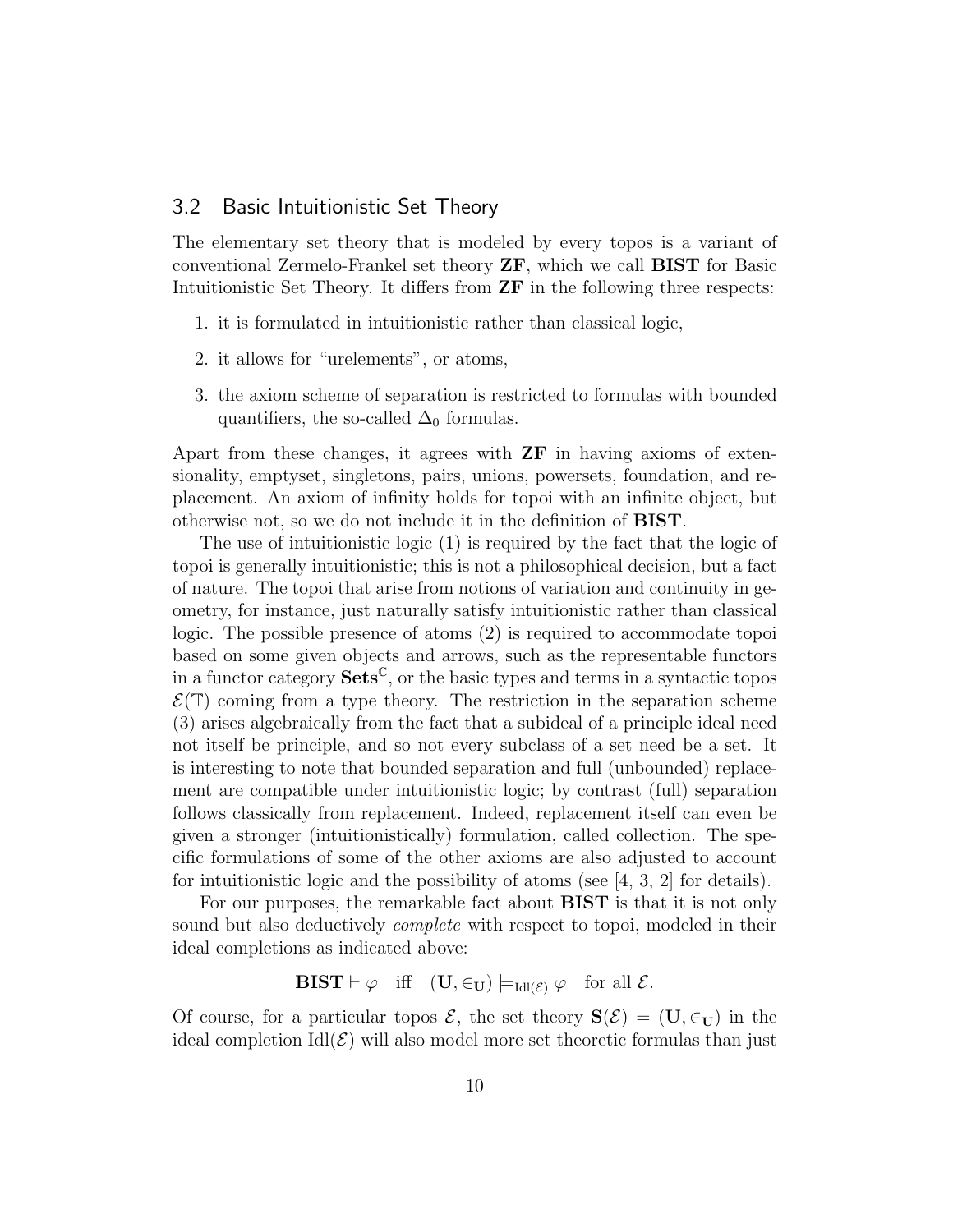## 3.2 Basic Intuitionistic Set Theory

The elementary set theory that is modeled by every topos is a variant of conventional Zermelo-Frankel set theory **ZF**, which we call **BIST** for Basic Intuitionistic Set Theory. It differs from **ZF** in the following three respects:

1. it is formulated in intuitionistic rather than classical logic,
2. it allows for "urelements", or atoms,
3. the axiom scheme of separation is restricted to formulas with bounded quantifiers, the so-called $\Delta_0$ formulas.

Apart from these changes, it agrees with **ZF** in having axioms of extensionality, emptyset, singletons, pairs, unions, powersets, foundation, and replacement. An axiom of infinity holds for topoi with an infinite object, but otherwise not, so we do not include it in the definition of **BIST**.

The use of intuitionistic logic (1) is required by the fact that the logic of topoi is generally intuitionistic; this is not a philosophical decision, but a fact of nature. The topoi that arise from notions of variation and continuity in geometry, for instance, just naturally satisfy intuitionistic rather than classical logic. The possible presence of atoms (2) is required to accommodate topoi based on some given objects and arrows, such as the representable functors in a functor category $\mathbf{Sets}^{\mathbb{C}}$, or the basic types and terms in a syntactic topos $\mathcal{E}(\mathbb{T})$ coming from a type theory. The restriction in the separation scheme (3) arises algebraically from the fact that a subideal of a principle ideal need not itself be principle, and so not every subclass of a set need be a set. It is interesting to note that bounded separation and full (unbounded) replacement are compatible under intuitionistic logic; by contrast (full) separation follows classically from replacement. Indeed, replacement itself can even be given a stronger (intuitionistically) formulation, called collection. The specific formulations of some of the other axioms are also adjusted to account for intuitionistic logic and the possibility of atoms (see [4, 3, 2] for details).

For our purposes, the remarkable fact about **BIST** is that it is not only sound but also deductively *complete* with respect to topoi, modeled in their ideal completions as indicated above:

$$\mathbf{BIST} \vdash \varphi \quad \text{iff} \quad (\mathbf{U}, \in_{\mathbf{U}}) \models_{\mathrm{Idl}(\mathcal{E})} \varphi \quad \text{for all } \mathcal{E}.$$

Of course, for a particular topos $\mathcal{E}$, the set theory $\mathbf{S}(\mathcal{E}) = (\mathbf{U}, \in_{\mathbf{U}})$ in the ideal completion $\mathrm{Idl}(\mathcal{E})$ will also model more set theoretic formulas than just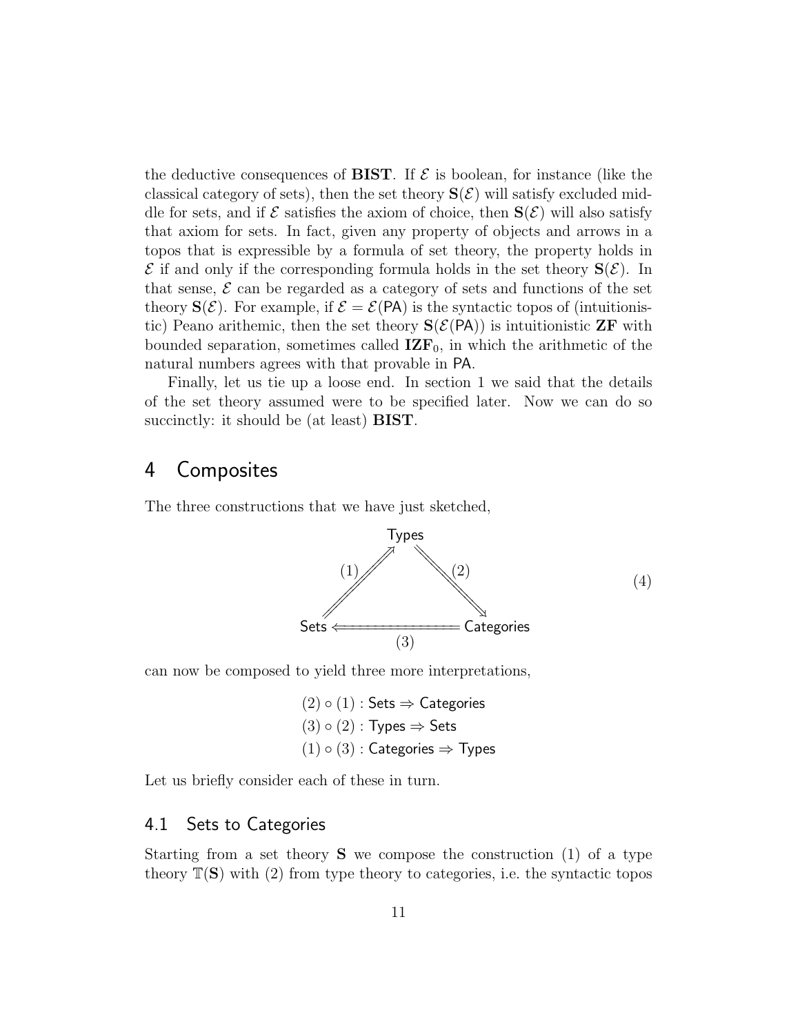the deductive consequences of **BIST**. If $\mathcal{E}$ is boolean, for instance (like the classical category of sets), then the set theory $\mathbf{S}(\mathcal{E})$ will satisfy excluded middle for sets, and if $\mathcal{E}$ satisfies the axiom of choice, then $\mathbf{S}(\mathcal{E})$ will also satisfy that axiom for sets. In fact, given any property of objects and arrows in a topos that is expressible by a formula of set theory, the property holds in $\mathcal{E}$ if and only if the corresponding formula holds in the set theory $\mathbf{S}(\mathcal{E})$. In that sense, $\mathcal{E}$ can be regarded as a category of sets and functions of the set theory $\mathbf{S}(\mathcal{E})$. For example, if $\mathcal{E} = \mathcal{E}(\mathsf{PA})$ is the syntactic topos of (intuitionistic) Peano arithemic, then the set theory $\mathbf{S}(\mathcal{E}(\mathsf{PA}))$ is intuitionistic **ZF** with bounded separation, sometimes called $\mathbf{IZF}_0$, in which the arithmetic of the natural numbers agrees with that provable in PA.

Finally, let us tie up a loose end. In section 1 we said that the details of the set theory assumed were to be specified later. Now we can do so succinctly: it should be (at least) **BIST**.

# 4 Composites

The three constructions that we have just sketched,

$$\begin{array}{ccc} & \mathsf{Types} & \\ {}^{(1)}\nearrow & & \searrow^{(2)} \\ \mathsf{Sets} & \overset{(3)}{\Longleftarrow} & \mathsf{Categories} \end{array} \qquad (4)$$

can now be composed to yield three more interpretations,

$$(2) \circ (1) : \mathsf{Sets} \Rightarrow \mathsf{Categories}$$
$$(3) \circ (2) : \mathsf{Types} \Rightarrow \mathsf{Sets}$$
$$(1) \circ (3) : \mathsf{Categories} \Rightarrow \mathsf{Types}$$

Let us briefly consider each of these in turn.

## 4.1 Sets to Categories

Starting from a set theory $\mathbf{S}$ we compose the construction (1) of a type theory $\mathbb{T}(\mathbf{S})$ with (2) from type theory to categories, i.e. the syntactic topos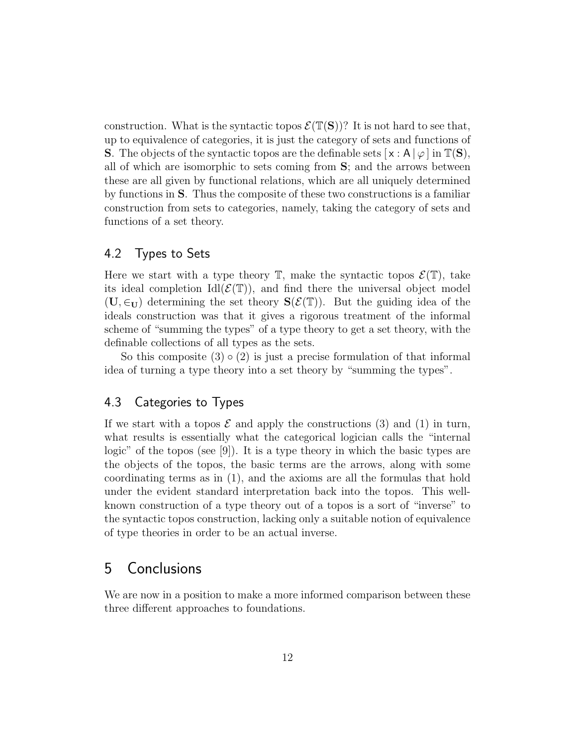construction. What is the syntactic topos $\mathcal{E}(\mathbb{T}(\mathbf{S}))$? It is not hard to see that, up to equivalence of categories, it is just the category of sets and functions of $\mathbf{S}$. The objects of the syntactic topos are the definable sets $[\,\mathsf{x} : \mathsf{A} \mid \varphi\,]$ in $\mathbb{T}(\mathbf{S})$, all of which are isomorphic to sets coming from $\mathbf{S}$; and the arrows between these are all given by functional relations, which are all uniquely determined by functions in $\mathbf{S}$. Thus the composite of these two constructions is a familiar construction from sets to categories, namely, taking the category of sets and functions of a set theory.

## 4.2 Types to Sets

Here we start with a type theory $\mathbb{T}$, make the syntactic topos $\mathcal{E}(\mathbb{T})$, take its ideal completion $\mathrm{Idl}(\mathcal{E}(\mathbb{T}))$, and find there the universal object model $(\mathbf{U}, \in_{\mathbf{U}})$ determining the set theory $\mathbf{S}(\mathcal{E}(\mathbb{T}))$. But the guiding idea of the ideals construction was that it gives a rigorous treatment of the informal scheme of "summing the types" of a type theory to get a set theory, with the definable collections of all types as the sets.

So this composite $(3) \circ (2)$ is just a precise formulation of that informal idea of turning a type theory into a set theory by "summing the types".

## 4.3 Categories to Types

If we start with a topos $\mathcal{E}$ and apply the constructions (3) and (1) in turn, what results is essentially what the categorical logician calls the "internal logic" of the topos (see [9]). It is a type theory in which the basic types are the objects of the topos, the basic terms are the arrows, along with some coordinating terms as in (1), and the axioms are all the formulas that hold under the evident standard interpretation back into the topos. This well-known construction of a type theory out of a topos is a sort of "inverse" to the syntactic topos construction, lacking only a suitable notion of equivalence of type theories in order to be an actual inverse.

# 5 Conclusions

We are now in a position to make a more informed comparison between these three different approaches to foundations.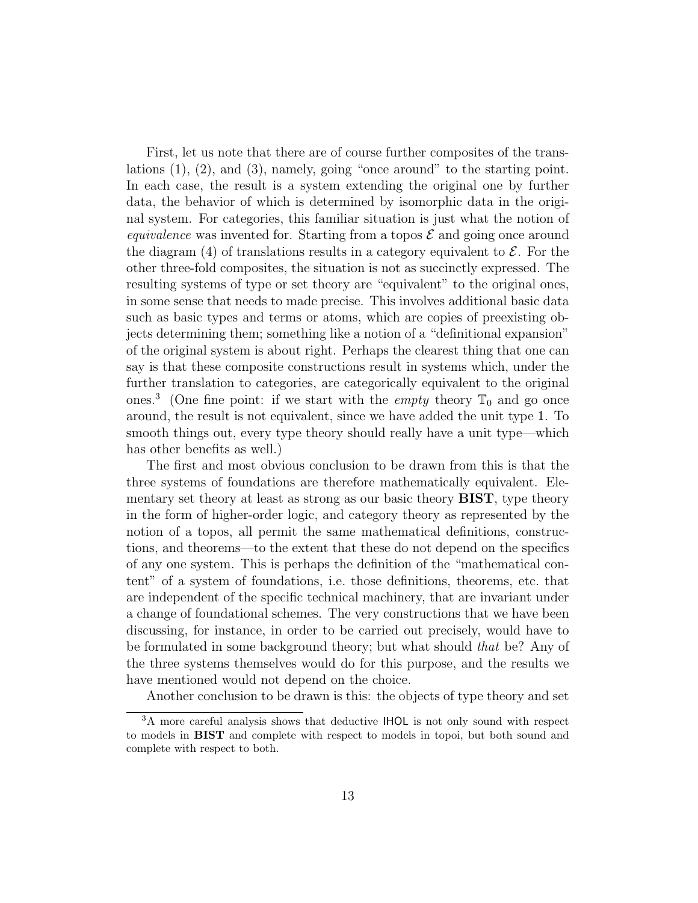First, let us note that there are of course further composites of the translations (1), (2), and (3), namely, going "once around" to the starting point. In each case, the result is a system extending the original one by further data, the behavior of which is determined by isomorphic data in the original system. For categories, this familiar situation is just what the notion of *equivalence* was invented for. Starting from a topos $\mathcal{E}$ and going once around the diagram (4) of translations results in a category equivalent to $\mathcal{E}$. For the other three-fold composites, the situation is not as succinctly expressed. The resulting systems of type or set theory are "equivalent" to the original ones, in some sense that needs to made precise. This involves additional basic data such as basic types and terms or atoms, which are copies of preexisting objects determining them; something like a notion of a "definitional expansion" of the original system is about right. Perhaps the clearest thing that one can say is that these composite constructions result in systems which, under the further translation to categories, are categorically equivalent to the original ones.[3] (One fine point: if we start with the *empty* theory $\mathbb{T}_0$ and go once around, the result is not equivalent, since we have added the unit type $\mathsf{1}$. To smooth things out, every type theory should really have a unit type—which has other benefits as well.)

The first and most obvious conclusion to be drawn from this is that the three systems of foundations are therefore mathematically equivalent. Elementary set theory at least as strong as our basic theory **BIST**, type theory in the form of higher-order logic, and category theory as represented by the notion of a topos, all permit the same mathematical definitions, constructions, and theorems—to the extent that these do not depend on the specifics of any one system. This is perhaps the definition of the "mathematical content" of a system of foundations, i.e. those definitions, theorems, etc. that are independent of the specific technical machinery, that are invariant under a change of foundational schemes. The very constructions that we have been discussing, for instance, in order to be carried out precisely, would have to be formulated in some background theory; but what should *that* be? Any of the three systems themselves would do for this purpose, and the results we have mentioned would not depend on the choice.

Another conclusion to be drawn is this: the objects of type theory and set

---

[3] A more careful analysis shows that deductive IHOL is not only sound with respect to models in **BIST** and complete with respect to models in topoi, but both sound and complete with respect to both.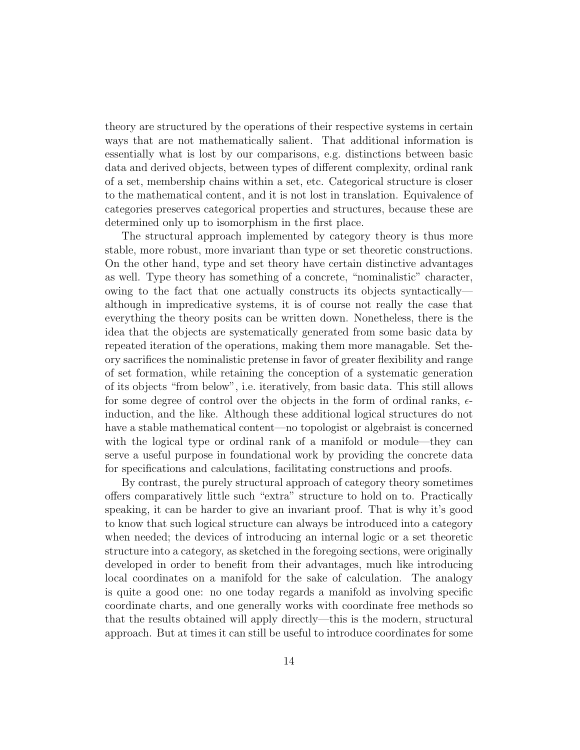theory are structured by the operations of their respective systems in certain ways that are not mathematically salient. That additional information is essentially what is lost by our comparisons, e.g. distinctions between basic data and derived objects, between types of different complexity, ordinal rank of a set, membership chains within a set, etc. Categorical structure is closer to the mathematical content, and it is not lost in translation. Equivalence of categories preserves categorical properties and structures, because these are determined only up to isomorphism in the first place.

The structural approach implemented by category theory is thus more stable, more robust, more invariant than type or set theoretic constructions. On the other hand, type and set theory have certain distinctive advantages as well. Type theory has something of a concrete, "nominalistic" character, owing to the fact that one actually constructs its objects syntactically—although in impredicative systems, it is of course not really the case that everything the theory posits can be written down. Nonetheless, there is the idea that the objects are systematically generated from some basic data by repeated iteration of the operations, making them more managable. Set theory sacrifices the nominalistic pretense in favor of greater flexibility and range of set formation, while retaining the conception of a systematic generation of its objects "from below", i.e. iteratively, from basic data. This still allows for some degree of control over the objects in the form of ordinal ranks, $\epsilon$-induction, and the like. Although these additional logical structures do not have a stable mathematical content—no topologist or algebraist is concerned with the logical type or ordinal rank of a manifold or module—they can serve a useful purpose in foundational work by providing the concrete data for specifications and calculations, facilitating constructions and proofs.

By contrast, the purely structural approach of category theory sometimes offers comparatively little such "extra" structure to hold on to. Practically speaking, it can be harder to give an invariant proof. That is why it's good to know that such logical structure can always be introduced into a category when needed; the devices of introducing an internal logic or a set theoretic structure into a category, as sketched in the foregoing sections, were originally developed in order to benefit from their advantages, much like introducing local coordinates on a manifold for the sake of calculation. The analogy is quite a good one: no one today regards a manifold as involving specific coordinate charts, and one generally works with coordinate free methods so that the results obtained will apply directly—this is the modern, structural approach. But at times it can still be useful to introduce coordinates for some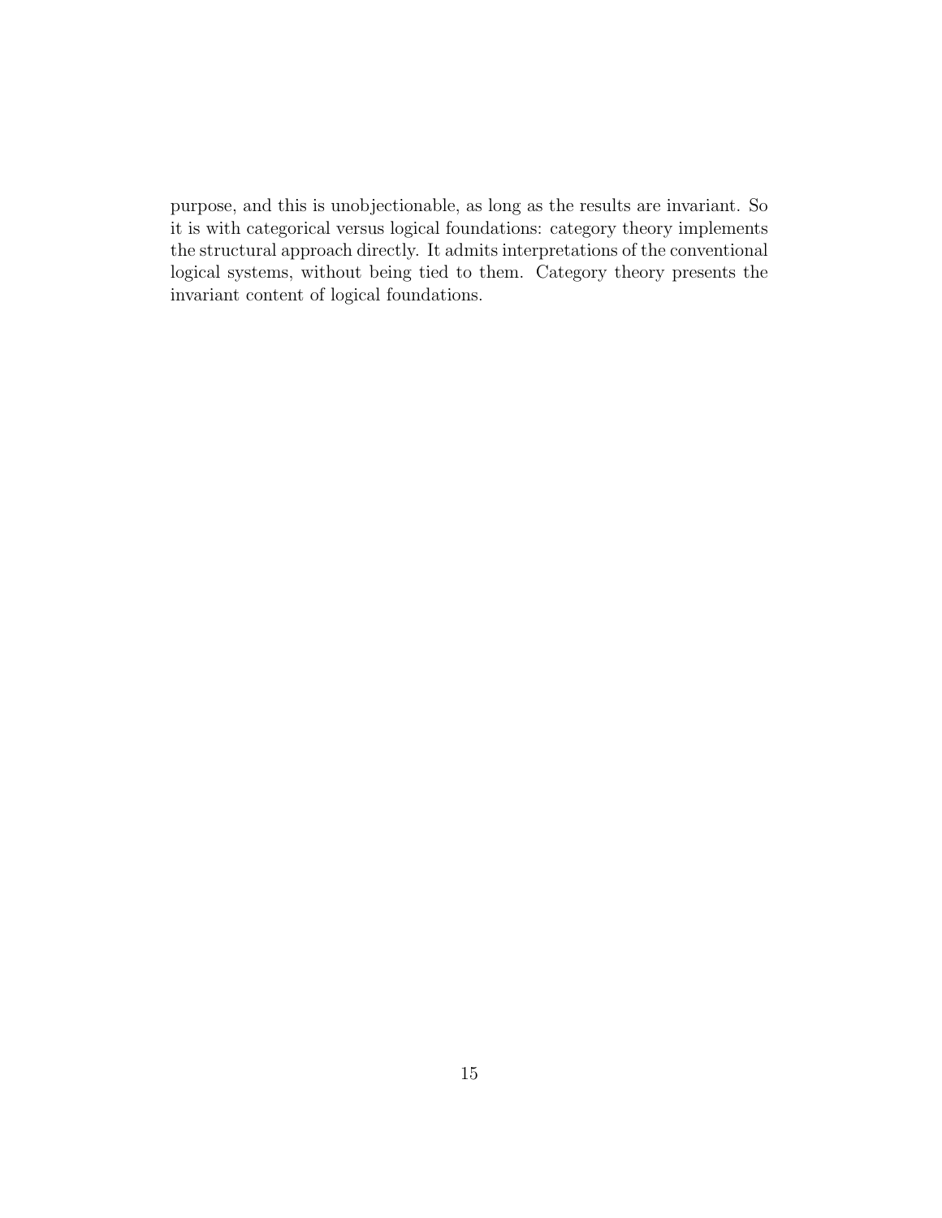purpose, and this is unobjectionable, as long as the results are invariant. So it is with categorical versus logical foundations: category theory implements the structural approach directly. It admits interpretations of the conventional logical systems, without being tied to them. Category theory presents the invariant content of logical foundations.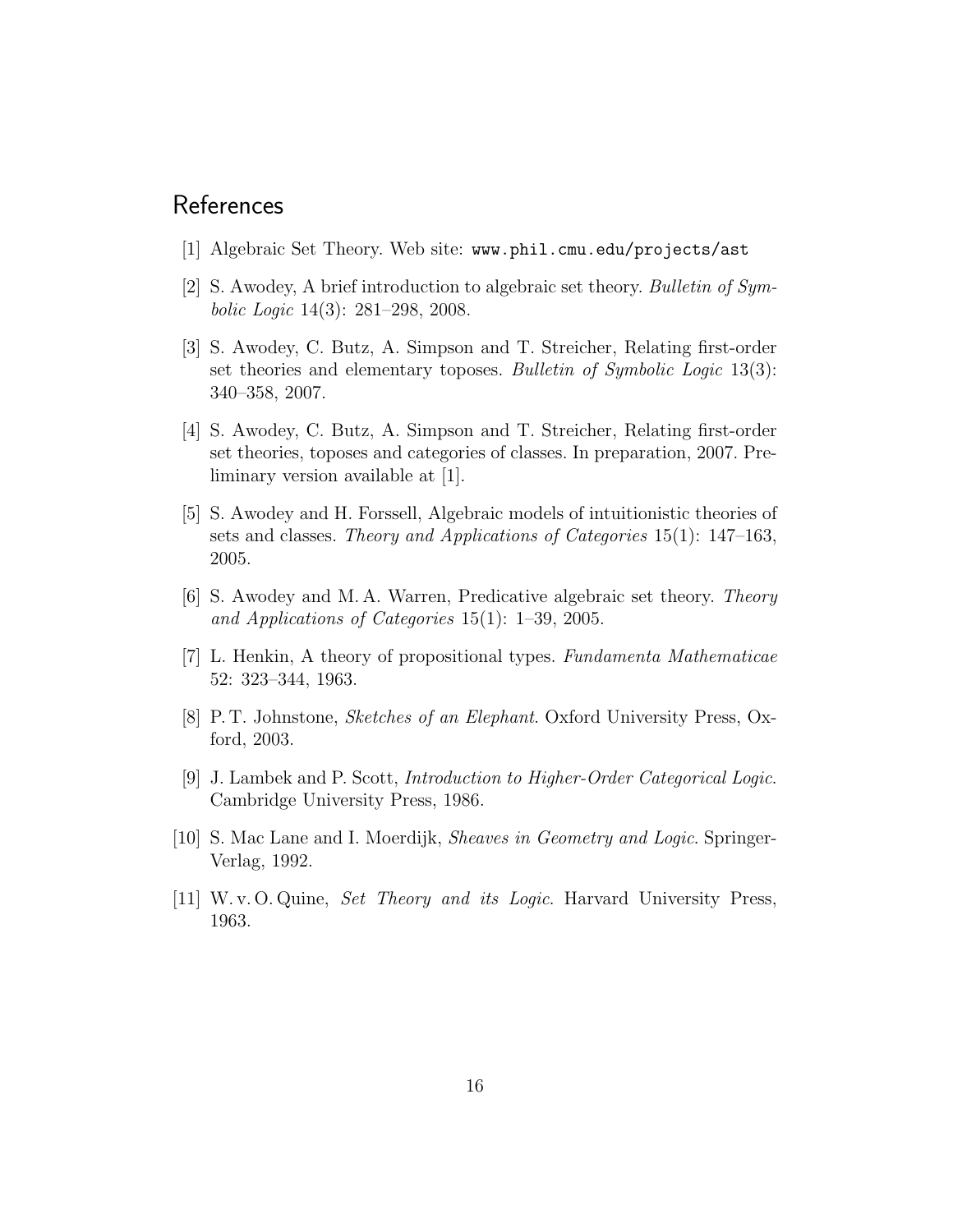## References

[1] Algebraic Set Theory. Web site: `www.phil.cmu.edu/projects/ast`

[2] S. Awodey, A brief introduction to algebraic set theory. *Bulletin of Symbolic Logic* 14(3): 281–298, 2008.

[3] S. Awodey, C. Butz, A. Simpson and T. Streicher, Relating first-order set theories and elementary toposes. *Bulletin of Symbolic Logic* 13(3): 340–358, 2007.

[4] S. Awodey, C. Butz, A. Simpson and T. Streicher, Relating first-order set theories, toposes and categories of classes. In preparation, 2007. Preliminary version available at [1].

[5] S. Awodey and H. Forssell, Algebraic models of intuitionistic theories of sets and classes. *Theory and Applications of Categories* 15(1): 147–163, 2005.

[6] S. Awodey and M. A. Warren, Predicative algebraic set theory. *Theory and Applications of Categories* 15(1): 1–39, 2005.

[7] L. Henkin, A theory of propositional types. *Fundamenta Mathematicae* 52: 323–344, 1963.

[8] P. T. Johnstone, *Sketches of an Elephant*. Oxford University Press, Oxford, 2003.

[9] J. Lambek and P. Scott, *Introduction to Higher-Order Categorical Logic*. Cambridge University Press, 1986.

[10] S. Mac Lane and I. Moerdijk, *Sheaves in Geometry and Logic*. Springer-Verlag, 1992.

[11] W. v. O. Quine, *Set Theory and its Logic*. Harvard University Press, 1963.